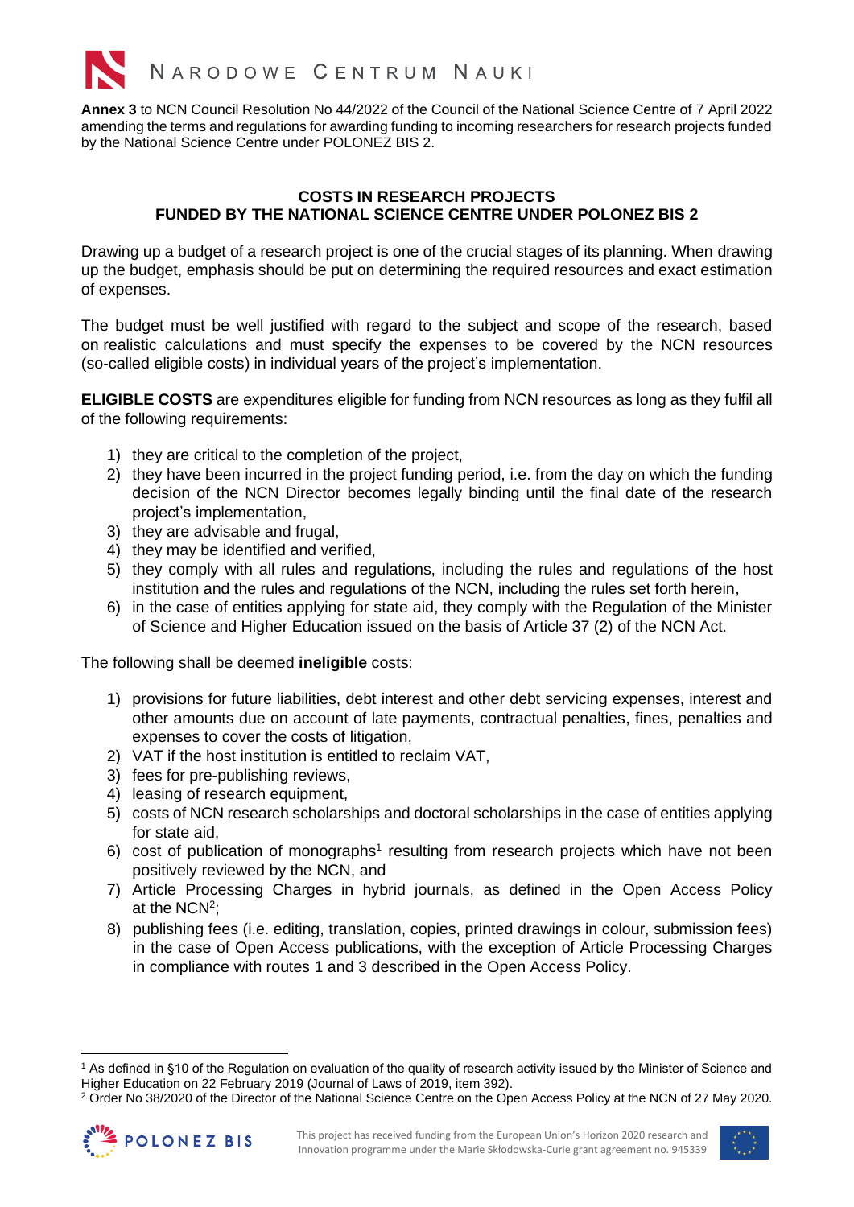NARODOWE CENTRUM NAUKI

**Annex 3** to NCN Council Resolution No 44/2022 of the Council of the National Science Centre of 7 April 2022 amending the terms and regulations for awarding funding to incoming researchers for research projects funded by the National Science Centre under POLONEZ BIS 2.

## COSTS IN RESEARCH PROJECTS FUNDED BY THE NATIONAL SCIENCE CENTRE UNDER POLONEZ BIS 2

Drawing up a budget of a research project is one of the crucial stages of its planning. When drawing up the budget, emphasis should be put on determining the required resources and exact estimation of expenses.

The budget must be well justified with regard to the subject and scope of the research, based on realistic calculations and must specify the expenses to be covered by the NCN resources (so-called eligible costs) in individual years of the project's implementation.

**ELIGIBLE COSTS** are expenditures eligible for funding from NCN resources as long as they fulfil all of the following requirements:

1) they are critical to the completion of the project,
2) they have been incurred in the project funding period, i.e. from the day on which the funding decision of the NCN Director becomes legally binding until the final date of the research project's implementation,
3) they are advisable and frugal,
4) they may be identified and verified,
5) they comply with all rules and regulations, including the rules and regulations of the host institution and the rules and regulations of the NCN, including the rules set forth herein,
6) in the case of entities applying for state aid, they comply with the Regulation of the Minister of Science and Higher Education issued on the basis of Article 37 (2) of the NCN Act.

The following shall be deemed **ineligible** costs:

1) provisions for future liabilities, debt interest and other debt servicing expenses, interest and other amounts due on account of late payments, contractual penalties, fines, penalties and expenses to cover the costs of litigation,
2) VAT if the host institution is entitled to reclaim VAT,
3) fees for pre-publishing reviews,
4) leasing of research equipment,
5) costs of NCN research scholarships and doctoral scholarships in the case of entities applying for state aid,
6) cost of publication of monographs[1] resulting from research projects which have not been positively reviewed by the NCN, and
7) Article Processing Charges in hybrid journals, as defined in the Open Access Policy at the NCN[2];
8) publishing fees (i.e. editing, translation, copies, printed drawings in colour, submission fees) in the case of Open Access publications, with the exception of Article Processing Charges in compliance with routes 1 and 3 described in the Open Access Policy.

---

[1] As defined in §10 of the Regulation on evaluation of the quality of research activity issued by the Minister of Science and Higher Education on 22 February 2019 (Journal of Laws of 2019, item 392).

[2] Order No 38/2020 of the Director of the National Science Centre on the Open Access Policy at the NCN of 27 May 2020.

POLONEZ BIS

This project has received funding from the European Union's Horizon 2020 research and Innovation programme under the Marie Skłodowska-Curie grant agreement no. 945339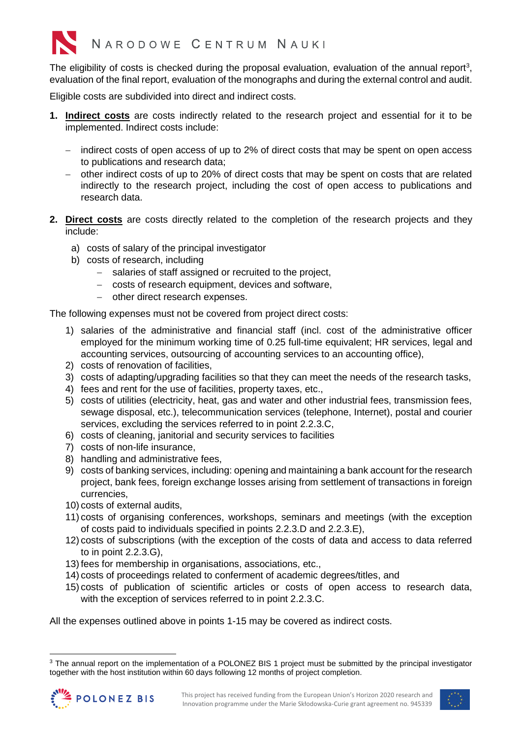The eligibility of costs is checked during the proposal evaluation, evaluation of the annual report[3], evaluation of the final report, evaluation of the monographs and during the external control and audit.

Eligible costs are subdivided into direct and indirect costs.

1. **Indirect costs** are costs indirectly related to the research project and essential for it to be implemented. Indirect costs include:

   - indirect costs of open access of up to 2% of direct costs that may be spent on open access to publications and research data;
   - other indirect costs of up to 20% of direct costs that may be spent on costs that are related indirectly to the research project, including the cost of open access to publications and research data.

2. **Direct costs** are costs directly related to the completion of the research projects and they include:

   a) costs of salary of the principal investigator
   b) costs of research, including
      - salaries of staff assigned or recruited to the project,
      - costs of research equipment, devices and software,
      - other direct research expenses.

The following expenses must not be covered from project direct costs:

1) salaries of the administrative and financial staff (incl. cost of the administrative officer employed for the minimum working time of 0.25 full-time equivalent; HR services, legal and accounting services, outsourcing of accounting services to an accounting office),
2) costs of renovation of facilities,
3) costs of adapting/upgrading facilities so that they can meet the needs of the research tasks,
4) fees and rent for the use of facilities, property taxes, etc.,
5) costs of utilities (electricity, heat, gas and water and other industrial fees, transmission fees, sewage disposal, etc.), telecommunication services (telephone, Internet), postal and courier services, excluding the services referred to in point 2.2.3.C,
6) costs of cleaning, janitorial and security services to facilities
7) costs of non-life insurance,
8) handling and administrative fees,
9) costs of banking services, including: opening and maintaining a bank account for the research project, bank fees, foreign exchange losses arising from settlement of transactions in foreign currencies,
10) costs of external audits,
11) costs of organising conferences, workshops, seminars and meetings (with the exception of costs paid to individuals specified in points 2.2.3.D and 2.2.3.E),
12) costs of subscriptions (with the exception of the costs of data and access to data referred to in point 2.2.3.G),
13) fees for membership in organisations, associations, etc.,
14) costs of proceedings related to conferment of academic degrees/titles, and
15) costs of publication of scientific articles or costs of open access to research data, with the exception of services referred to in point 2.2.3.C.

All the expenses outlined above in points 1-15 may be covered as indirect costs.

[3] The annual report on the implementation of a POLONEZ BIS 1 project must be submitted by the principal investigator together with the host institution within 60 days following 12 months of project completion.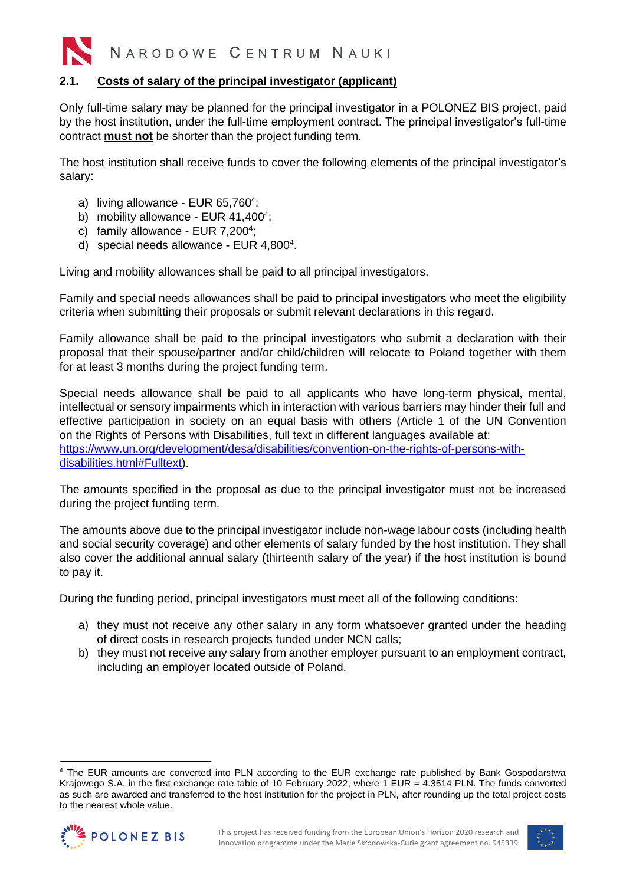## 2.1. Costs of salary of the principal investigator (applicant)

Only full-time salary may be planned for the principal investigator in a POLONEZ BIS project, paid by the host institution, under the full-time employment contract. The principal investigator's full-time contract **must not** be shorter than the project funding term.

The host institution shall receive funds to cover the following elements of the principal investigator's salary:

a) living allowance - EUR 65,760[4];
b) mobility allowance - EUR 41,400[4];
c) family allowance - EUR 7,200[4];
d) special needs allowance - EUR 4,800[4].

Living and mobility allowances shall be paid to all principal investigators.

Family and special needs allowances shall be paid to principal investigators who meet the eligibility criteria when submitting their proposals or submit relevant declarations in this regard.

Family allowance shall be paid to the principal investigators who submit a declaration with their proposal that their spouse/partner and/or child/children will relocate to Poland together with them for at least 3 months during the project funding term.

Special needs allowance shall be paid to all applicants who have long-term physical, mental, intellectual or sensory impairments which in interaction with various barriers may hinder their full and effective participation in society on an equal basis with others (Article 1 of the UN Convention on the Rights of Persons with Disabilities, full text in different languages available at: https://www.un.org/development/desa/disabilities/convention-on-the-rights-of-persons-with-disabilities.html#Fulltext).

The amounts specified in the proposal as due to the principal investigator must not be increased during the project funding term.

The amounts above due to the principal investigator include non-wage labour costs (including health and social security coverage) and other elements of salary funded by the host institution. They shall also cover the additional annual salary (thirteenth salary of the year) if the host institution is bound to pay it.

During the funding period, principal investigators must meet all of the following conditions:

a) they must not receive any other salary in any form whatsoever granted under the heading of direct costs in research projects funded under NCN calls;
b) they must not receive any salary from another employer pursuant to an employment contract, including an employer located outside of Poland.

[4] The EUR amounts are converted into PLN according to the EUR exchange rate published by Bank Gospodarstwa Krajowego S.A. in the first exchange rate table of 10 February 2022, where 1 EUR = 4.3514 PLN. The funds converted as such are awarded and transferred to the host institution for the project in PLN, after rounding up the total project costs to the nearest whole value.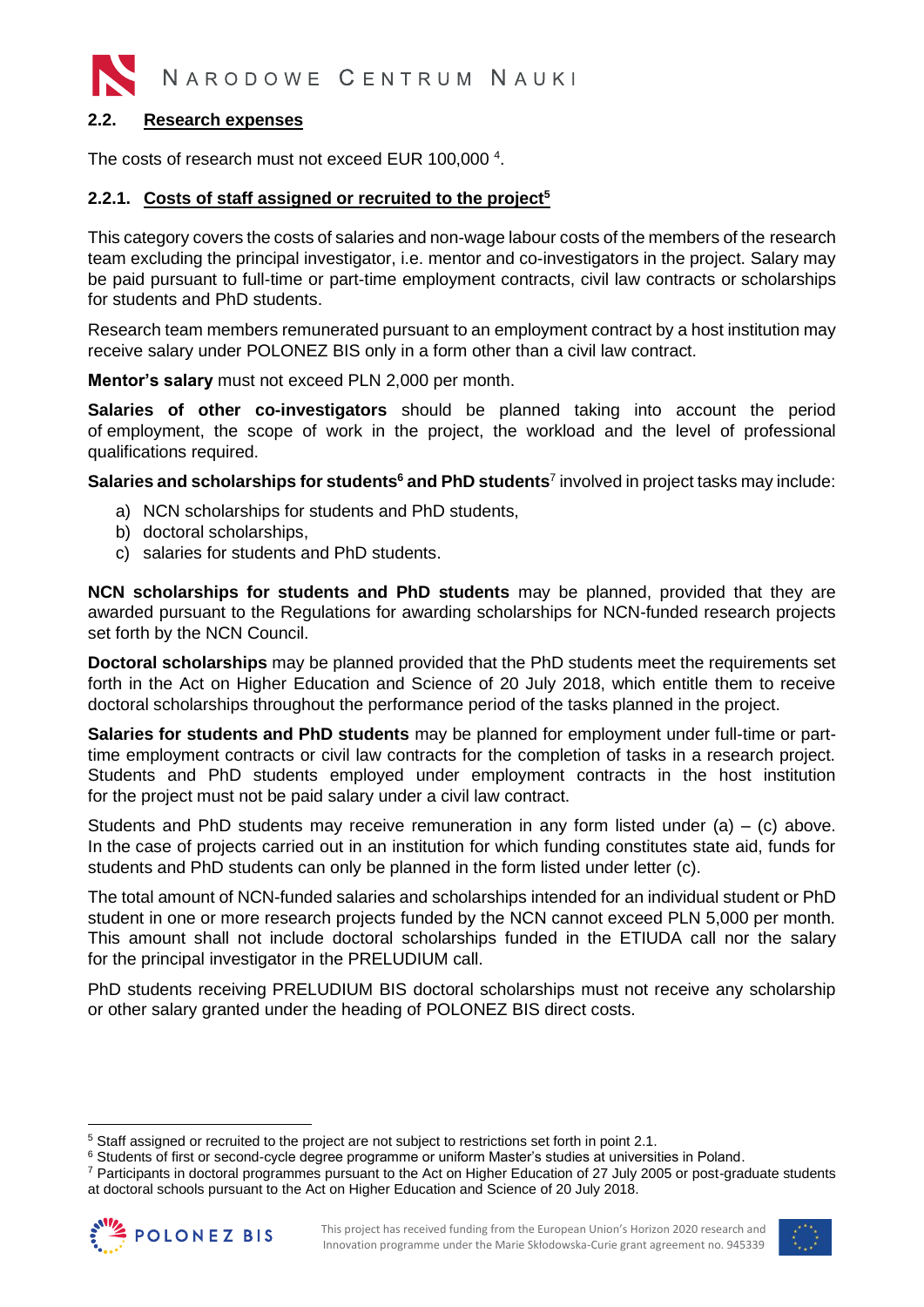### 2.2. Research expenses

The costs of research must not exceed EUR 100,000 [4].

#### 2.2.1. Costs of staff assigned or recruited to the project[5]

This category covers the costs of salaries and non-wage labour costs of the members of the research team excluding the principal investigator, i.e. mentor and co-investigators in the project. Salary may be paid pursuant to full-time or part-time employment contracts, civil law contracts or scholarships for students and PhD students.

Research team members remunerated pursuant to an employment contract by a host institution may receive salary under POLONEZ BIS only in a form other than a civil law contract.

**Mentor's salary** must not exceed PLN 2,000 per month.

**Salaries of other co-investigators** should be planned taking into account the period of employment, the scope of work in the project, the workload and the level of professional qualifications required.

**Salaries and scholarships for students[6] and PhD students**[7] involved in project tasks may include:

a) NCN scholarships for students and PhD students,
b) doctoral scholarships,
c) salaries for students and PhD students.

**NCN scholarships for students and PhD students** may be planned, provided that they are awarded pursuant to the Regulations for awarding scholarships for NCN-funded research projects set forth by the NCN Council.

**Doctoral scholarships** may be planned provided that the PhD students meet the requirements set forth in the Act on Higher Education and Science of 20 July 2018, which entitle them to receive doctoral scholarships throughout the performance period of the tasks planned in the project.

**Salaries for students and PhD students** may be planned for employment under full-time or part-time employment contracts or civil law contracts for the completion of tasks in a research project. Students and PhD students employed under employment contracts in the host institution for the project must not be paid salary under a civil law contract.

Students and PhD students may receive remuneration in any form listed under (a) – (c) above. In the case of projects carried out in an institution for which funding constitutes state aid, funds for students and PhD students can only be planned in the form listed under letter (c).

The total amount of NCN-funded salaries and scholarships intended for an individual student or PhD student in one or more research projects funded by the NCN cannot exceed PLN 5,000 per month. This amount shall not include doctoral scholarships funded in the ETIUDA call nor the salary for the principal investigator in the PRELUDIUM call.

PhD students receiving PRELUDIUM BIS doctoral scholarships must not receive any scholarship or other salary granted under the heading of POLONEZ BIS direct costs.

---

[5] Staff assigned or recruited to the project are not subject to restrictions set forth in point 2.1.

[6] Students of first or second-cycle degree programme or uniform Master's studies at universities in Poland.

[7] Participants in doctoral programmes pursuant to the Act on Higher Education of 27 July 2005 or post-graduate students at doctoral schools pursuant to the Act on Higher Education and Science of 20 July 2018.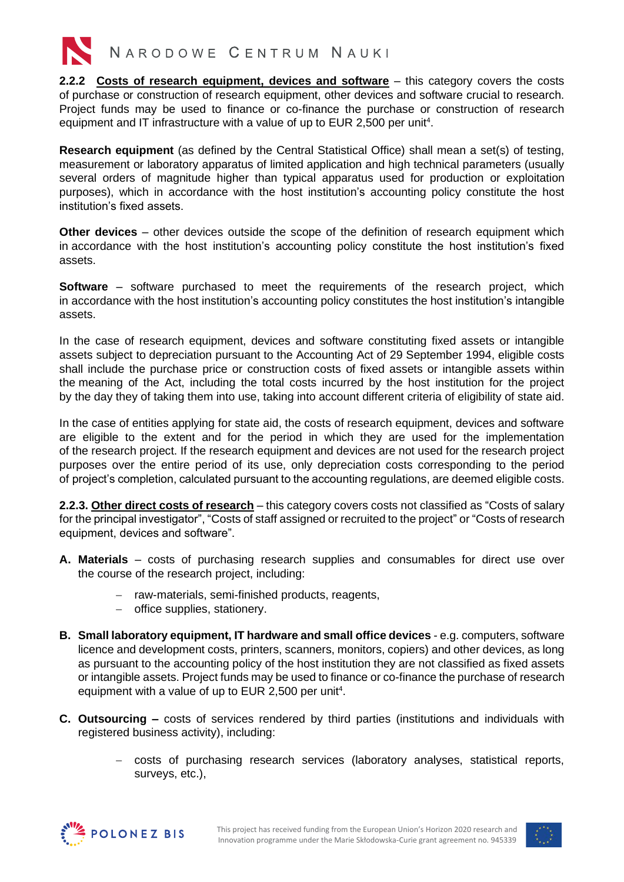**2.2.2 Costs of research equipment, devices and software** – this category covers the costs of purchase or construction of research equipment, other devices and software crucial to research. Project funds may be used to finance or co-finance the purchase or construction of research equipment and IT infrastructure with a value of up to EUR 2,500 per unit[4].

**Research equipment** (as defined by the Central Statistical Office) shall mean a set(s) of testing, measurement or laboratory apparatus of limited application and high technical parameters (usually several orders of magnitude higher than typical apparatus used for production or exploitation purposes), which in accordance with the host institution's accounting policy constitute the host institution's fixed assets.

**Other devices** – other devices outside the scope of the definition of research equipment which in accordance with the host institution's accounting policy constitute the host institution's fixed assets.

**Software** – software purchased to meet the requirements of the research project, which in accordance with the host institution's accounting policy constitutes the host institution's intangible assets.

In the case of research equipment, devices and software constituting fixed assets or intangible assets subject to depreciation pursuant to the Accounting Act of 29 September 1994, eligible costs shall include the purchase price or construction costs of fixed assets or intangible assets within the meaning of the Act, including the total costs incurred by the host institution for the project by the day they of taking them into use, taking into account different criteria of eligibility of state aid.

In the case of entities applying for state aid, the costs of research equipment, devices and software are eligible to the extent and for the period in which they are used for the implementation of the research project. If the research equipment and devices are not used for the research project purposes over the entire period of its use, only depreciation costs corresponding to the period of project's completion, calculated pursuant to the accounting regulations, are deemed eligible costs.

**2.2.3. Other direct costs of research** – this category covers costs not classified as "Costs of salary for the principal investigator", "Costs of staff assigned or recruited to the project" or "Costs of research equipment, devices and software".

**A. Materials** – costs of purchasing research supplies and consumables for direct use over the course of the research project, including:

- raw-materials, semi-finished products, reagents,
- office supplies, stationery.

**B. Small laboratory equipment, IT hardware and small office devices** - e.g. computers, software licence and development costs, printers, scanners, monitors, copiers) and other devices, as long as pursuant to the accounting policy of the host institution they are not classified as fixed assets or intangible assets. Project funds may be used to finance or co-finance the purchase of research equipment with a value of up to EUR 2,500 per unit[4].

**C. Outsourcing –** costs of services rendered by third parties (institutions and individuals with registered business activity), including:

- costs of purchasing research services (laboratory analyses, statistical reports, surveys, etc.),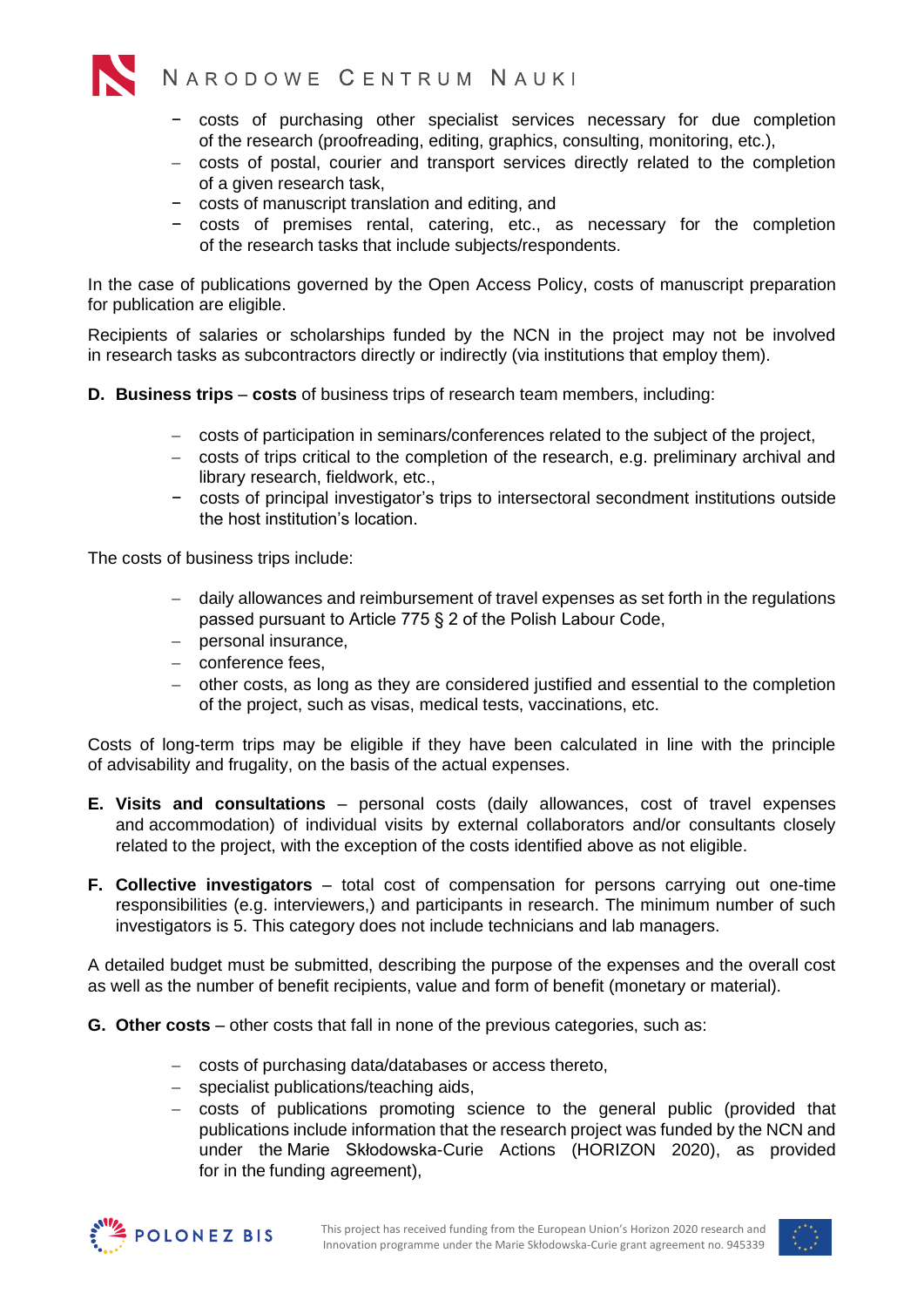- costs of purchasing other specialist services necessary for due completion of the research (proofreading, editing, graphics, consulting, monitoring, etc.),
- costs of postal, courier and transport services directly related to the completion of a given research task,
- costs of manuscript translation and editing, and
- costs of premises rental, catering, etc., as necessary for the completion of the research tasks that include subjects/respondents.

In the case of publications governed by the Open Access Policy, costs of manuscript preparation for publication are eligible.

Recipients of salaries or scholarships funded by the NCN in the project may not be involved in research tasks as subcontractors directly or indirectly (via institutions that employ them).

**D. Business trips** – **costs** of business trips of research team members, including:

- costs of participation in seminars/conferences related to the subject of the project,
- costs of trips critical to the completion of the research, e.g. preliminary archival and library research, fieldwork, etc.,
- costs of principal investigator's trips to intersectoral secondment institutions outside the host institution's location.

The costs of business trips include:

- daily allowances and reimbursement of travel expenses as set forth in the regulations passed pursuant to Article 775 § 2 of the Polish Labour Code,
- personal insurance,
- conference fees,
- other costs, as long as they are considered justified and essential to the completion of the project, such as visas, medical tests, vaccinations, etc.

Costs of long-term trips may be eligible if they have been calculated in line with the principle of advisability and frugality, on the basis of the actual expenses.

**E. Visits and consultations** – personal costs (daily allowances, cost of travel expenses and accommodation) of individual visits by external collaborators and/or consultants closely related to the project, with the exception of the costs identified above as not eligible.

**F. Collective investigators** – total cost of compensation for persons carrying out one-time responsibilities (e.g. interviewers,) and participants in research. The minimum number of such investigators is 5. This category does not include technicians and lab managers.

A detailed budget must be submitted, describing the purpose of the expenses and the overall cost as well as the number of benefit recipients, value and form of benefit (monetary or material).

**G. Other costs** – other costs that fall in none of the previous categories, such as:

- costs of purchasing data/databases or access thereto,
- specialist publications/teaching aids,
- costs of publications promoting science to the general public (provided that publications include information that the research project was funded by the NCN and under the Marie Skłodowska-Curie Actions (HORIZON 2020), as provided for in the funding agreement),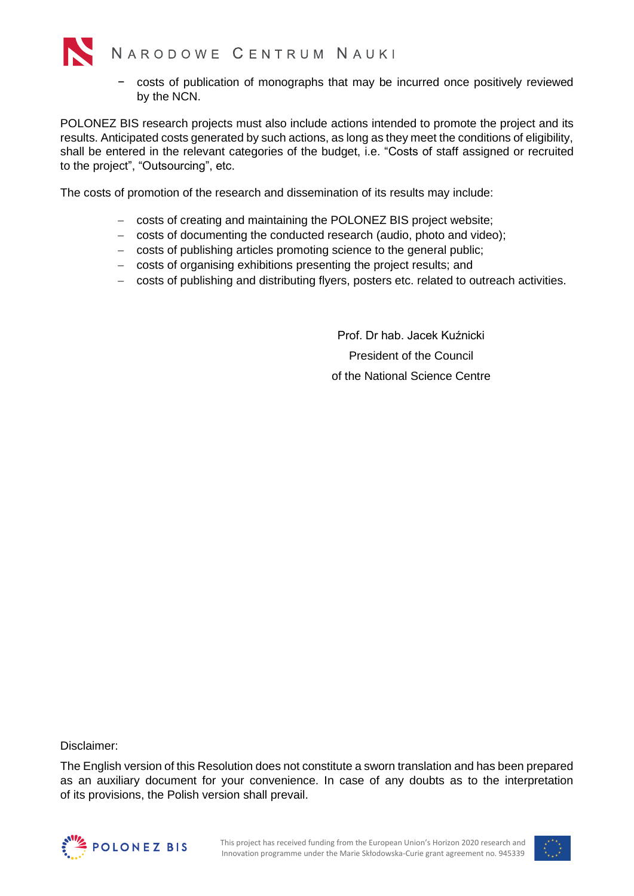- costs of publication of monographs that may be incurred once positively reviewed by the NCN.

POLONEZ BIS research projects must also include actions intended to promote the project and its results. Anticipated costs generated by such actions, as long as they meet the conditions of eligibility, shall be entered in the relevant categories of the budget, i.e. “Costs of staff assigned or recruited to the project”, “Outsourcing”, etc.

The costs of promotion of the research and dissemination of its results may include:

- costs of creating and maintaining the POLONEZ BIS project website;
- costs of documenting the conducted research (audio, photo and video);
- costs of publishing articles promoting science to the general public;
- costs of organising exhibitions presenting the project results; and
- costs of publishing and distributing flyers, posters etc. related to outreach activities.

Prof. Dr hab. Jacek Kuźnicki
President of the Council
of the National Science Centre

Disclaimer:

The English version of this Resolution does not constitute a sworn translation and has been prepared as an auxiliary document for your convenience. In case of any doubts as to the interpretation of its provisions, the Polish version shall prevail.

This project has received funding from the European Union’s Horizon 2020 research and Innovation programme under the Marie Skłodowska-Curie grant agreement no. 945339